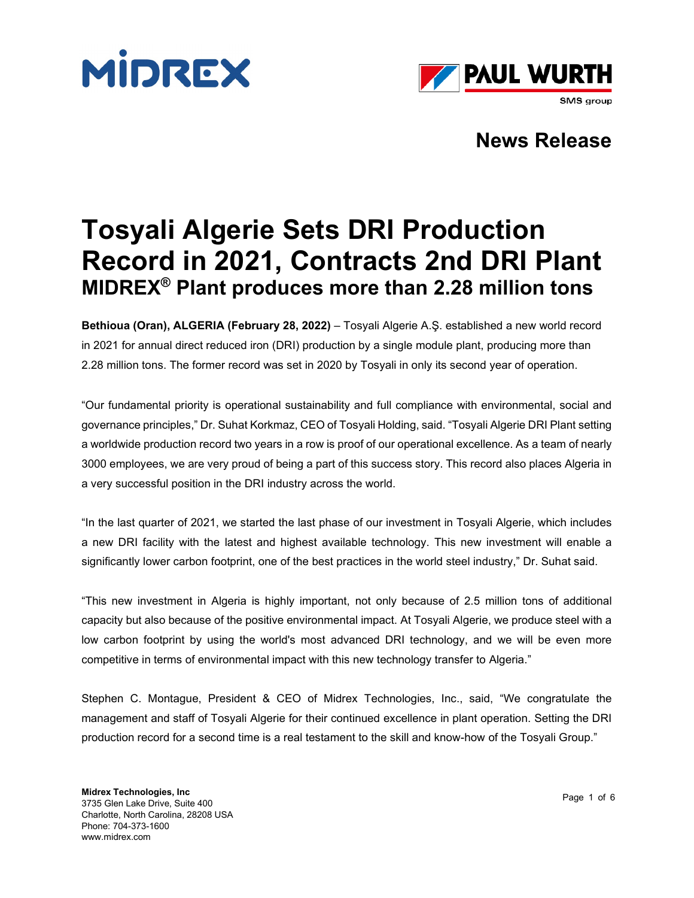**News Release**

# Tosyali Algerie Sets DRI Production Record in 2021, Contracts 2nd DRI Plant

## MIDREX® Plant produces more than 2.28 million tons

**Bethioua (Oran), ALGERIA (February 28, 2022)** – Tosyali Algerie A.Ş. established a new world record in 2021 for annual direct reduced iron (DRI) production by a single module plant, producing more than 2.28 million tons. The former record was set in 2020 by Tosyali in only its second year of operation.

"Our fundamental priority is operational sustainability and full compliance with environmental, social and governance principles," Dr. Suhat Korkmaz, CEO of Tosyali Holding, said. "Tosyali Algerie DRI Plant setting a worldwide production record two years in a row is proof of our operational excellence. As a team of nearly 3000 employees, we are very proud of being a part of this success story. This record also places Algeria in a very successful position in the DRI industry across the world.

"In the last quarter of 2021, we started the last phase of our investment in Tosyali Algerie, which includes a new DRI facility with the latest and highest available technology. This new investment will enable a significantly lower carbon footprint, one of the best practices in the world steel industry," Dr. Suhat said.

"This new investment in Algeria is highly important, not only because of 2.5 million tons of additional capacity but also because of the positive environmental impact. At Tosyali Algerie, we produce steel with a low carbon footprint by using the world's most advanced DRI technology, and we will be even more competitive in terms of environmental impact with this new technology transfer to Algeria."

Stephen C. Montague, President & CEO of Midrex Technologies, Inc., said, "We congratulate the management and staff of Tosyali Algerie for their continued excellence in plant operation. Setting the DRI production record for a second time is a real testament to the skill and know-how of the Tosyali Group."

**Midrex Technologies, Inc**
3735 Glen Lake Drive, Suite 400
Charlotte, North Carolina, 28208 USA
Phone: 704-373-1600
www.midrex.com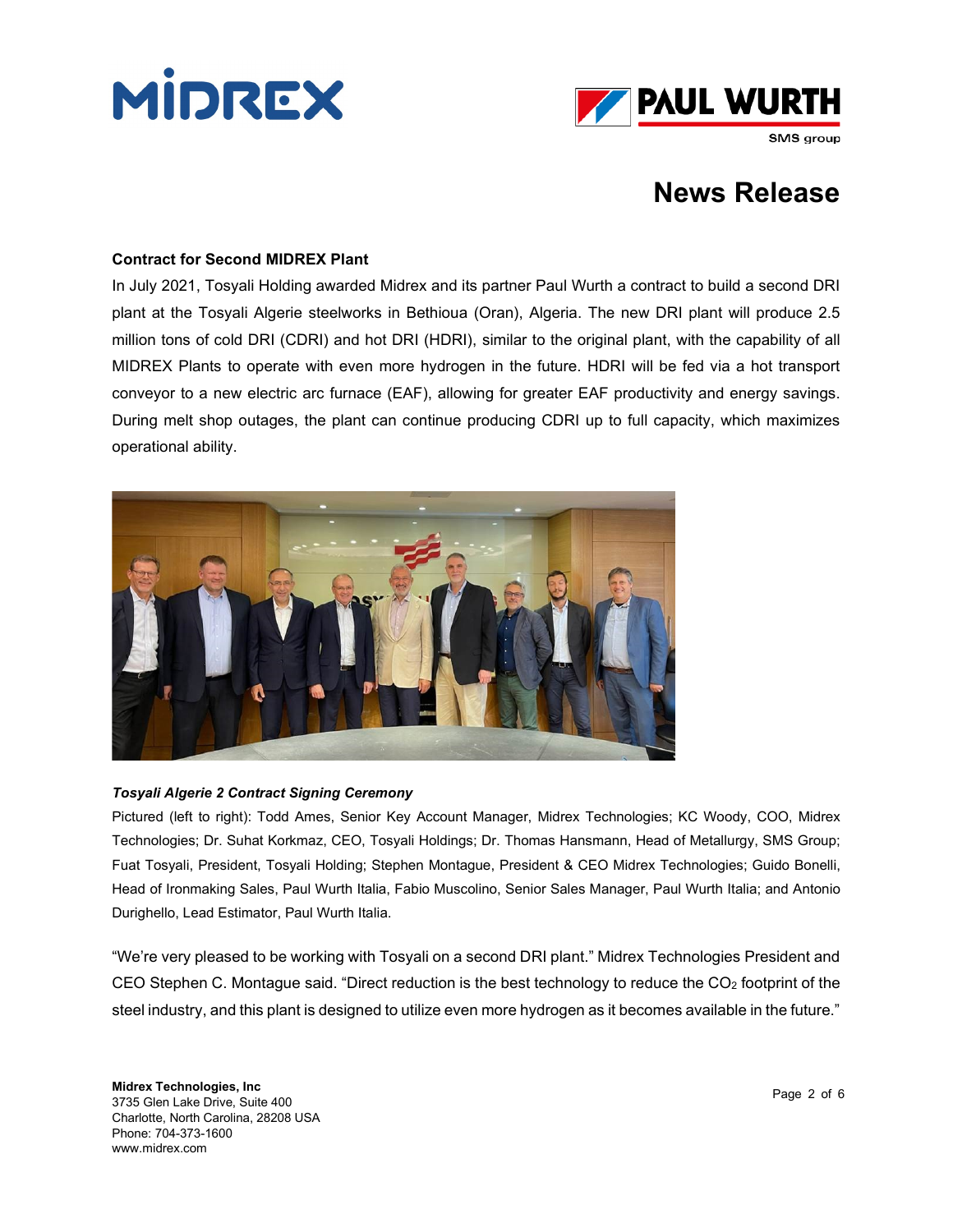## News Release

**Contract for Second MIDREX Plant**

In July 2021, Tosyali Holding awarded Midrex and its partner Paul Wurth a contract to build a second DRI plant at the Tosyali Algerie steelworks in Bethioua (Oran), Algeria. The new DRI plant will produce 2.5 million tons of cold DRI (CDRI) and hot DRI (HDRI), similar to the original plant, with the capability of all MIDREX Plants to operate with even more hydrogen in the future. HDRI will be fed via a hot transport conveyor to a new electric arc furnace (EAF), allowing for greater EAF productivity and energy savings. During melt shop outages, the plant can continue producing CDRI up to full capacity, which maximizes operational ability.

***Tosyali Algerie 2 Contract Signing Ceremony***

Pictured (left to right): Todd Ames, Senior Key Account Manager, Midrex Technologies; KC Woody, COO, Midrex Technologies; Dr. Suhat Korkmaz, CEO, Tosyali Holdings; Dr. Thomas Hansmann, Head of Metallurgy, SMS Group; Fuat Tosyali, President, Tosyali Holding; Stephen Montague, President & CEO Midrex Technologies; Guido Bonelli, Head of Ironmaking Sales, Paul Wurth Italia, Fabio Muscolino, Senior Sales Manager, Paul Wurth Italia; and Antonio Durighello, Lead Estimator, Paul Wurth Italia.

"We're very pleased to be working with Tosyali on a second DRI plant." Midrex Technologies President and CEO Stephen C. Montague said. "Direct reduction is the best technology to reduce the $CO_2$ footprint of the steel industry, and this plant is designed to utilize even more hydrogen as it becomes available in the future."

**Midrex Technologies, Inc**
3735 Glen Lake Drive, Suite 400
Charlotte, North Carolina, 28208 USA
Phone: 704-373-1600
www.midrex.com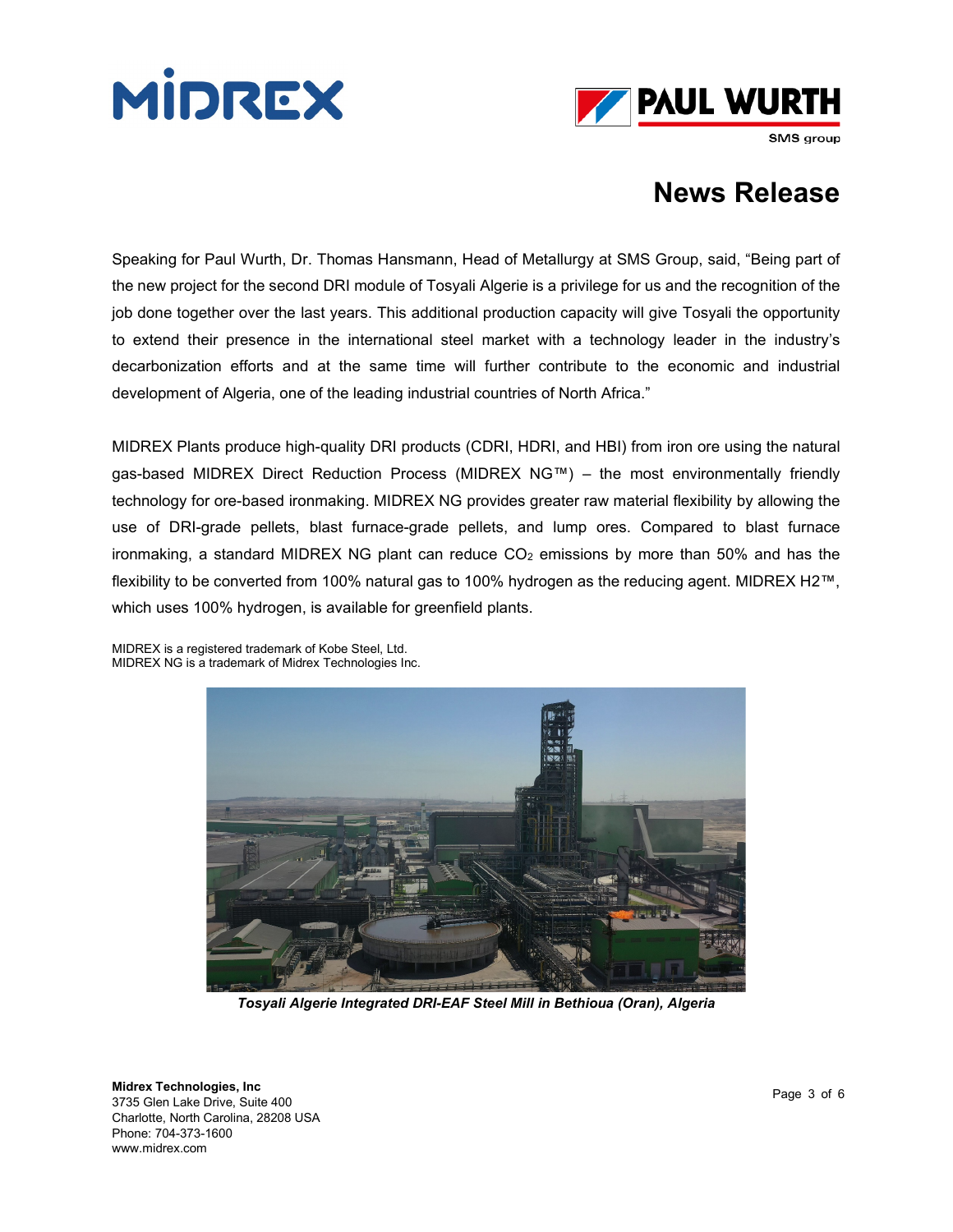# News Release

Speaking for Paul Wurth, Dr. Thomas Hansmann, Head of Metallurgy at SMS Group, said, "Being part of the new project for the second DRI module of Tosyali Algerie is a privilege for us and the recognition of the job done together over the last years. This additional production capacity will give Tosyali the opportunity to extend their presence in the international steel market with a technology leader in the industry's decarbonization efforts and at the same time will further contribute to the economic and industrial development of Algeria, one of the leading industrial countries of North Africa."

MIDREX Plants produce high-quality DRI products (CDRI, HDRI, and HBI) from iron ore using the natural gas-based MIDREX Direct Reduction Process (MIDREX NG™) – the most environmentally friendly technology for ore-based ironmaking. MIDREX NG provides greater raw material flexibility by allowing the use of DRI-grade pellets, blast furnace-grade pellets, and lump ores. Compared to blast furnace ironmaking, a standard MIDREX NG plant can reduce $CO_2$ emissions by more than 50% and has the flexibility to be converted from 100% natural gas to 100% hydrogen as the reducing agent. MIDREX H2™, which uses 100% hydrogen, is available for greenfield plants.

MIDREX is a registered trademark of Kobe Steel, Ltd.
MIDREX NG is a trademark of Midrex Technologies Inc.

***Tosyali Algerie Integrated DRI-EAF Steel Mill in Bethioua (Oran), Algeria***

**Midrex Technologies, Inc**
3735 Glen Lake Drive, Suite 400
Charlotte, North Carolina, 28208 USA
Phone: 704-373-1600
www.midrex.com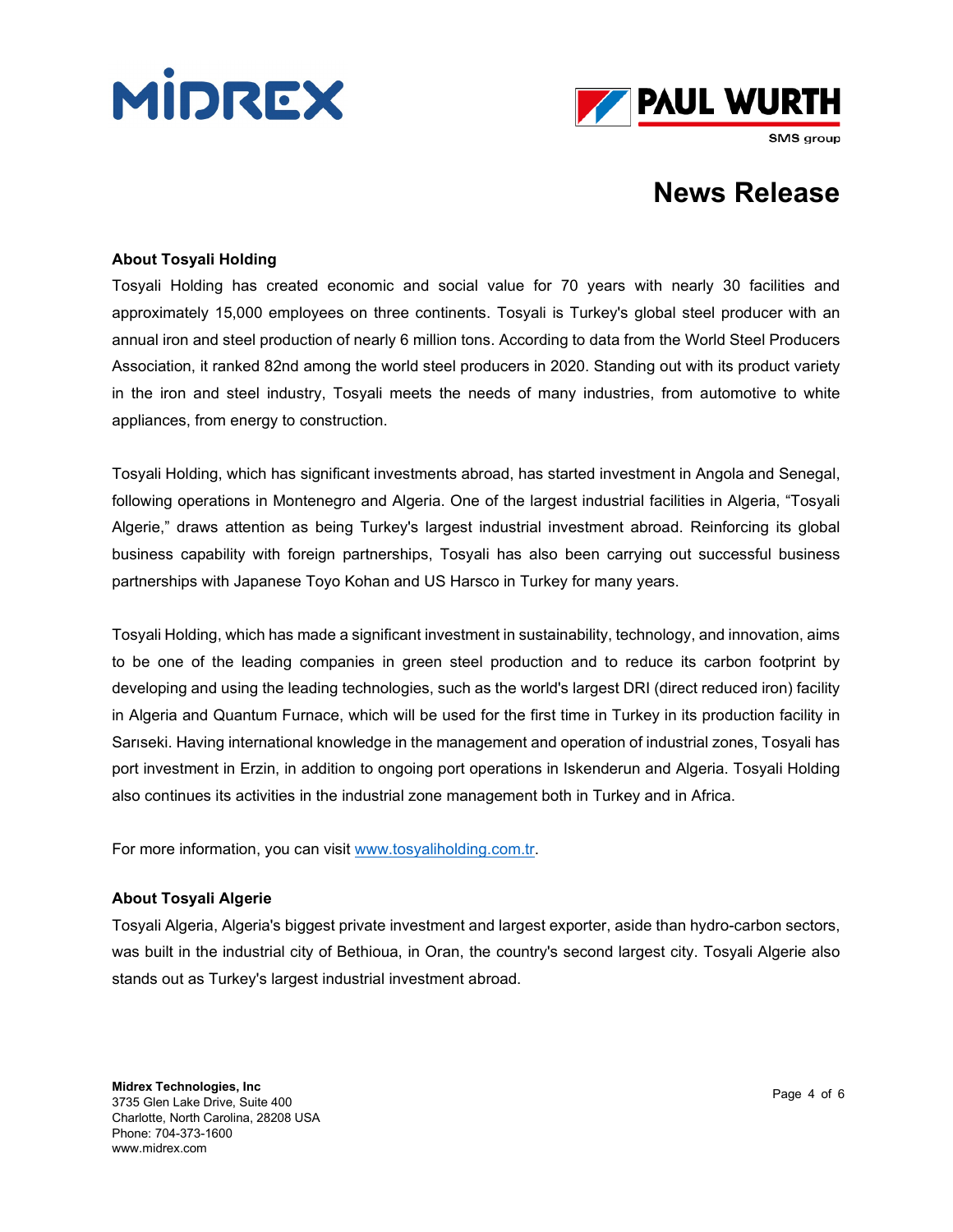## About Tosyali Holding

Tosyali Holding has created economic and social value for 70 years with nearly 30 facilities and approximately 15,000 employees on three continents. Tosyali is Turkey's global steel producer with an annual iron and steel production of nearly 6 million tons. According to data from the World Steel Producers Association, it ranked 82nd among the world steel producers in 2020. Standing out with its product variety in the iron and steel industry, Tosyali meets the needs of many industries, from automotive to white appliances, from energy to construction.

Tosyali Holding, which has significant investments abroad, has started investment in Angola and Senegal, following operations in Montenegro and Algeria. One of the largest industrial facilities in Algeria, "Tosyali Algerie," draws attention as being Turkey's largest industrial investment abroad. Reinforcing its global business capability with foreign partnerships, Tosyali has also been carrying out successful business partnerships with Japanese Toyo Kohan and US Harsco in Turkey for many years.

Tosyali Holding, which has made a significant investment in sustainability, technology, and innovation, aims to be one of the leading companies in green steel production and to reduce its carbon footprint by developing and using the leading technologies, such as the world's largest DRI (direct reduced iron) facility in Algeria and Quantum Furnace, which will be used for the first time in Turkey in its production facility in Sarıseki. Having international knowledge in the management and operation of industrial zones, Tosyali has port investment in Erzin, in addition to ongoing port operations in Iskenderun and Algeria. Tosyali Holding also continues its activities in the industrial zone management both in Turkey and in Africa.

For more information, you can visit www.tosyaliholding.com.tr.

## About Tosyali Algerie

Tosyali Algeria, Algeria's biggest private investment and largest exporter, aside than hydro-carbon sectors, was built in the industrial city of Bethioua, in Oran, the country's second largest city. Tosyali Algerie also stands out as Turkey's largest industrial investment abroad.

**Midrex Technologies, Inc**
3735 Glen Lake Drive, Suite 400
Charlotte, North Carolina, 28208 USA
Phone: 704-373-1600
www.midrex.com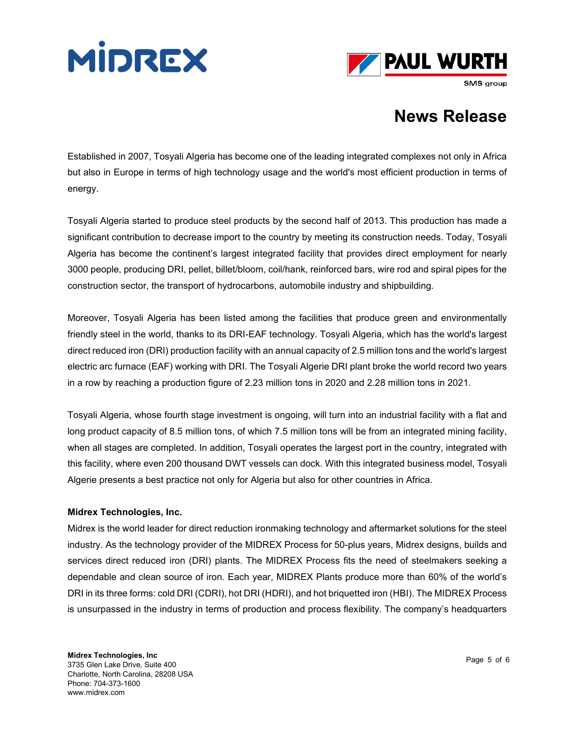Established in 2007, Tosyali Algeria has become one of the leading integrated complexes not only in Africa but also in Europe in terms of high technology usage and the world's most efficient production in terms of energy.

Tosyali Algeria started to produce steel products by the second half of 2013. This production has made a significant contribution to decrease import to the country by meeting its construction needs. Today, Tosyali Algeria has become the continent's largest integrated facility that provides direct employment for nearly 3000 people, producing DRI, pellet, billet/bloom, coil/hank, reinforced bars, wire rod and spiral pipes for the construction sector, the transport of hydrocarbons, automobile industry and shipbuilding.

Moreover, Tosyali Algeria has been listed among the facilities that produce green and environmentally friendly steel in the world, thanks to its DRI-EAF technology. Tosyali Algeria, which has the world's largest direct reduced iron (DRI) production facility with an annual capacity of 2.5 million tons and the world's largest electric arc furnace (EAF) working with DRI. The Tosyali Algerie DRI plant broke the world record two years in a row by reaching a production figure of 2.23 million tons in 2020 and 2.28 million tons in 2021.

Tosyali Algeria, whose fourth stage investment is ongoing, will turn into an industrial facility with a flat and long product capacity of 8.5 million tons, of which 7.5 million tons will be from an integrated mining facility, when all stages are completed. In addition, Tosyali operates the largest port in the country, integrated with this facility, where even 200 thousand DWT vessels can dock. With this integrated business model, Tosyali Algerie presents a best practice not only for Algeria but also for other countries in Africa.

**Midrex Technologies, Inc.**

Midrex is the world leader for direct reduction ironmaking technology and aftermarket solutions for the steel industry. As the technology provider of the MIDREX Process for 50-plus years, Midrex designs, builds and services direct reduced iron (DRI) plants. The MIDREX Process fits the need of steelmakers seeking a dependable and clean source of iron. Each year, MIDREX Plants produce more than 60% of the world's DRI in its three forms: cold DRI (CDRI), hot DRI (HDRI), and hot briquetted iron (HBI). The MIDREX Process is unsurpassed in the industry in terms of production and process flexibility. The company's headquarters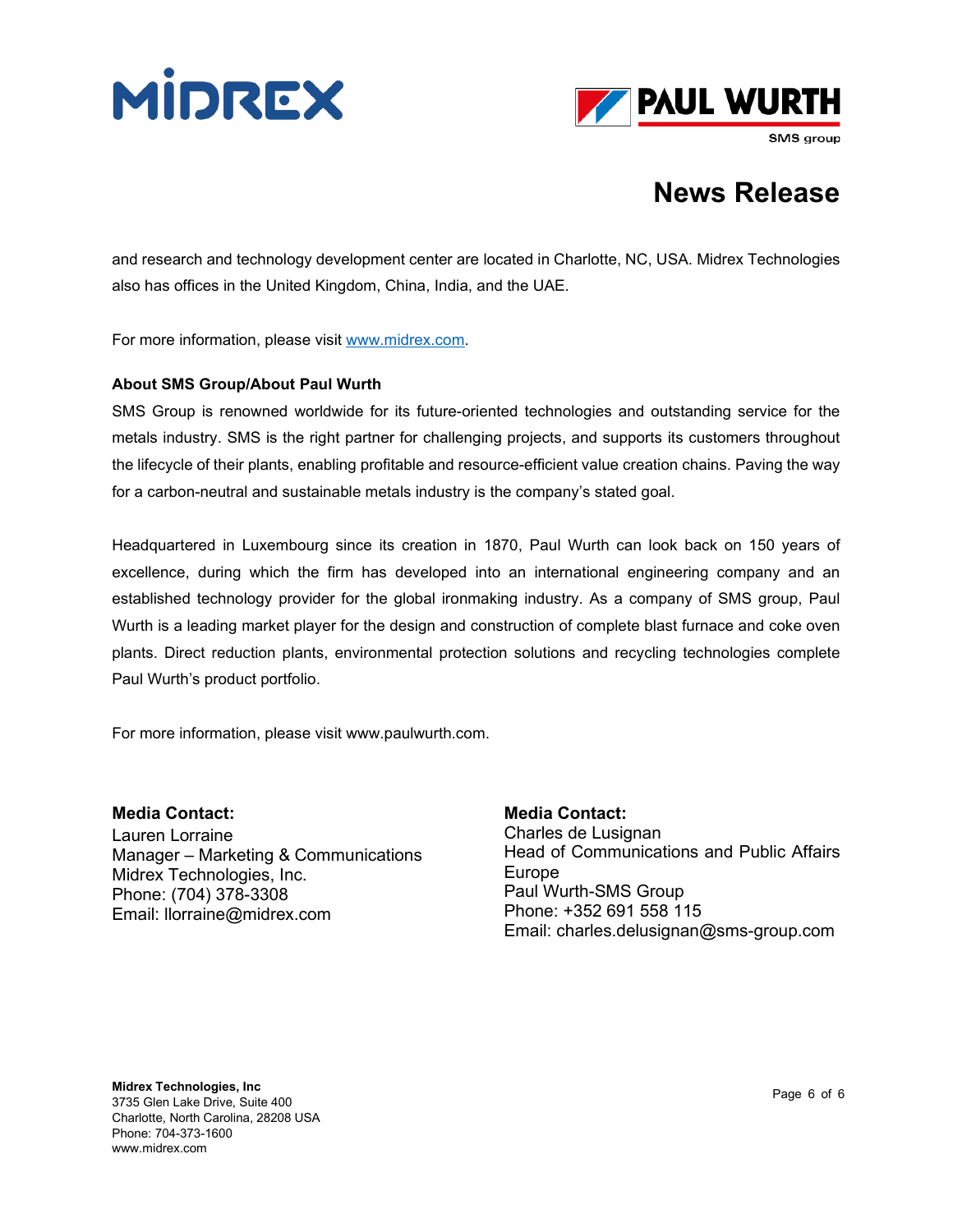and research and technology development center are located in Charlotte, NC, USA. Midrex Technologies also has offices in the United Kingdom, China, India, and the UAE.

For more information, please visit [www.midrex.com](http://www.midrex.com).

**About SMS Group/About Paul Wurth**

SMS Group is renowned worldwide for its future-oriented technologies and outstanding service for the metals industry. SMS is the right partner for challenging projects, and supports its customers throughout the lifecycle of their plants, enabling profitable and resource-efficient value creation chains. Paving the way for a carbon-neutral and sustainable metals industry is the company's stated goal.

Headquartered in Luxembourg since its creation in 1870, Paul Wurth can look back on 150 years of excellence, during which the firm has developed into an international engineering company and an established technology provider for the global ironmaking industry. As a company of SMS group, Paul Wurth is a leading market player for the design and construction of complete blast furnace and coke oven plants. Direct reduction plants, environmental protection solutions and recycling technologies complete Paul Wurth's product portfolio.

For more information, please visit www.paulwurth.com.

**Media Contact:**
Lauren Lorraine
Manager – Marketing & Communications
Midrex Technologies, Inc.
Phone: (704) 378-3308
Email: llorraine@midrex.com

**Media Contact:**
Charles de Lusignan
Head of Communications and Public Affairs Europe
Paul Wurth-SMS Group
Phone: +352 691 558 115
Email: charles.delusignan@sms-group.com